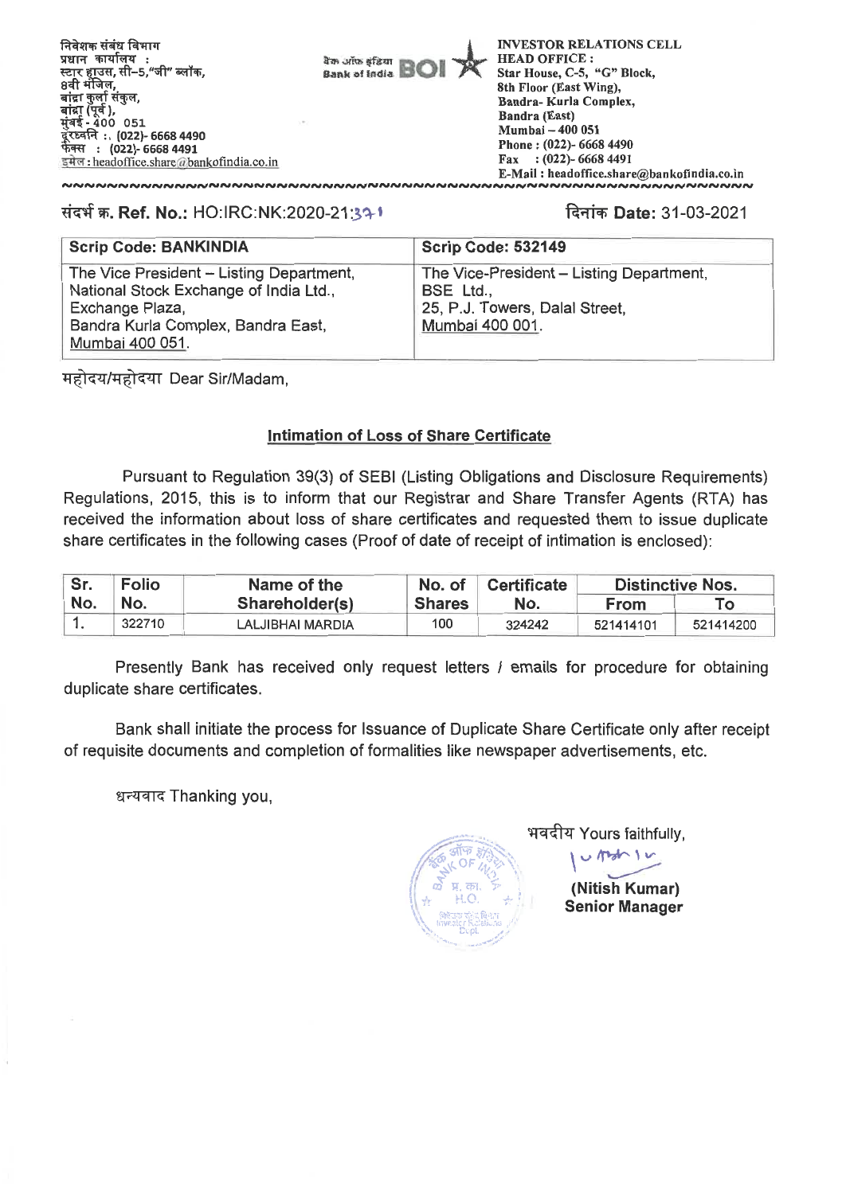निवेशक संबंध विभाग
प्रधान कार्यालय :
स्टार हाउस, सी–5,"जी" ब्लॉक,
8वी मंजिल,
बांद्रा कुर्ला संकुल,
बांद्रा (पूर्व),
मुंबई - 400 051
दूरध्वनि : (022)- 6668 4490
फेक्स : (022)- 6668 4491
इमेल : headoffice.share@bankofindia.co.in

बैंक ऑफ इंडिया Bank of India BOI

INVESTOR RELATIONS CELL
HEAD OFFICE :
Star House, C-5, "G" Block,
8th Floor (East Wing),
Bandra- Kurla Complex,
Bandra (East)
Mumbai – 400 051
Phone : (022)- 6668 4490
Fax : (022)- 6668 4491
E-Mail : headoffice.share@bankofindia.co.in

संदर्भ क्र. Ref. No.: HO:IRC:NK:2020-21:371

दिनांक Date: 31-03-2021

| Scrip Code: BANKINDIA | Scrip Code: 532149 |
|---|---|
| The Vice President – Listing Department, National Stock Exchange of India Ltd., Exchange Plaza, Bandra Kurla Complex, Bandra East, Mumbai 400 051. | The Vice-President – Listing Department, BSE Ltd., 25, P.J. Towers, Dalal Street, Mumbai 400 001. |

महोदय/महोदया Dear Sir/Madam,

**Intimation of Loss of Share Certificate**

Pursuant to Regulation 39(3) of SEBI (Listing Obligations and Disclosure Requirements) Regulations, 2015, this is to inform that our Registrar and Share Transfer Agents (RTA) has received the information about loss of share certificates and requested them to issue duplicate share certificates in the following cases (Proof of date of receipt of intimation is enclosed):

| Sr. No. | Folio No. | Name of the Shareholder(s) | No. of Shares | Certificate No. | Distinctive Nos. | |
|---|---|---|---|---|---|---|
| | | | | | From | To |
| 1. | 322710 | LALJIBHAI MARDIA | 100 | 324242 | 521414101 | 521414200 |

Presently Bank has received only request letters / emails for procedure for obtaining duplicate share certificates.

Bank shall initiate the process for Issuance of Duplicate Share Certificate only after receipt of requisite documents and completion of formalities like newspaper advertisements, etc.

धन्यवाद Thanking you,

भवदीय Yours faithfully,

(Nitish Kumar)
Senior Manager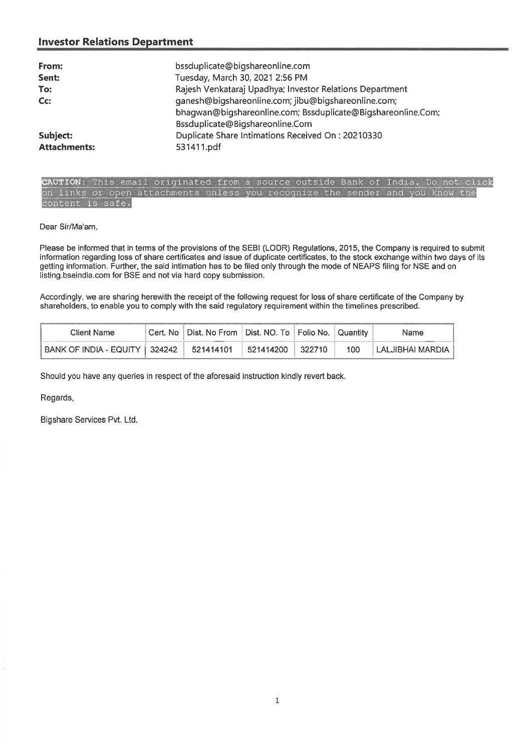## Investor Relations Department

| | |
|---|---|
| **From:** | bssduplicate@bigshareonline.com |
| **Sent:** | Tuesday, March 30, 2021 2:56 PM |
| **To:** | Rajesh Venkataraj Upadhya; Investor Relations Department |
| **Cc:** | ganesh@bigshareonline.com; jibu@bigshareonline.com; bhagwan@bigshareonline.com; Bssduplicate@Bigshareonline.Com; Bssduplicate@Bigshareonline.Com |
| **Subject:** | Duplicate Share Intimations Received On : 20210330 |
| **Attachments:** | 531411.pdf |

**CAUTION:** This email originated from a source outside Bank of India. Do not click on links or open attachments unless you recognize the sender and you know the content is safe.

Dear Sir/Ma'am,

Please be informed that in terms of the provisions of the SEBI (LODR) Regulations, 2015, the Company is required to submit information regarding loss of share certificates and issue of duplicate certificates, to the stock exchange within two days of its getting information. Further, the said intimation has to be filed only through the mode of NEAPS filing for NSE and on listing.bseindia.com for BSE and not via hard copy submission.

Accordingly, we are sharing herewith the receipt of the following request for loss of share certificate of the Company by shareholders, to enable you to comply with the said regulatory requirement within the timelines prescribed.

| Client Name | Cert. No | Dist. No From | Dist. NO. To | Folio No. | Quantity | Name |
|---|---|---|---|---|---|---|
| BANK OF INDIA - EQUITY | 324242 | 521414101 | 521414200 | 322710 | 100 | LALJIBHAI MARDIA |

Should you have any queries in respect of the aforesaid instruction kindly revert back.

Regards,

Bigshare Services Pvt. Ltd.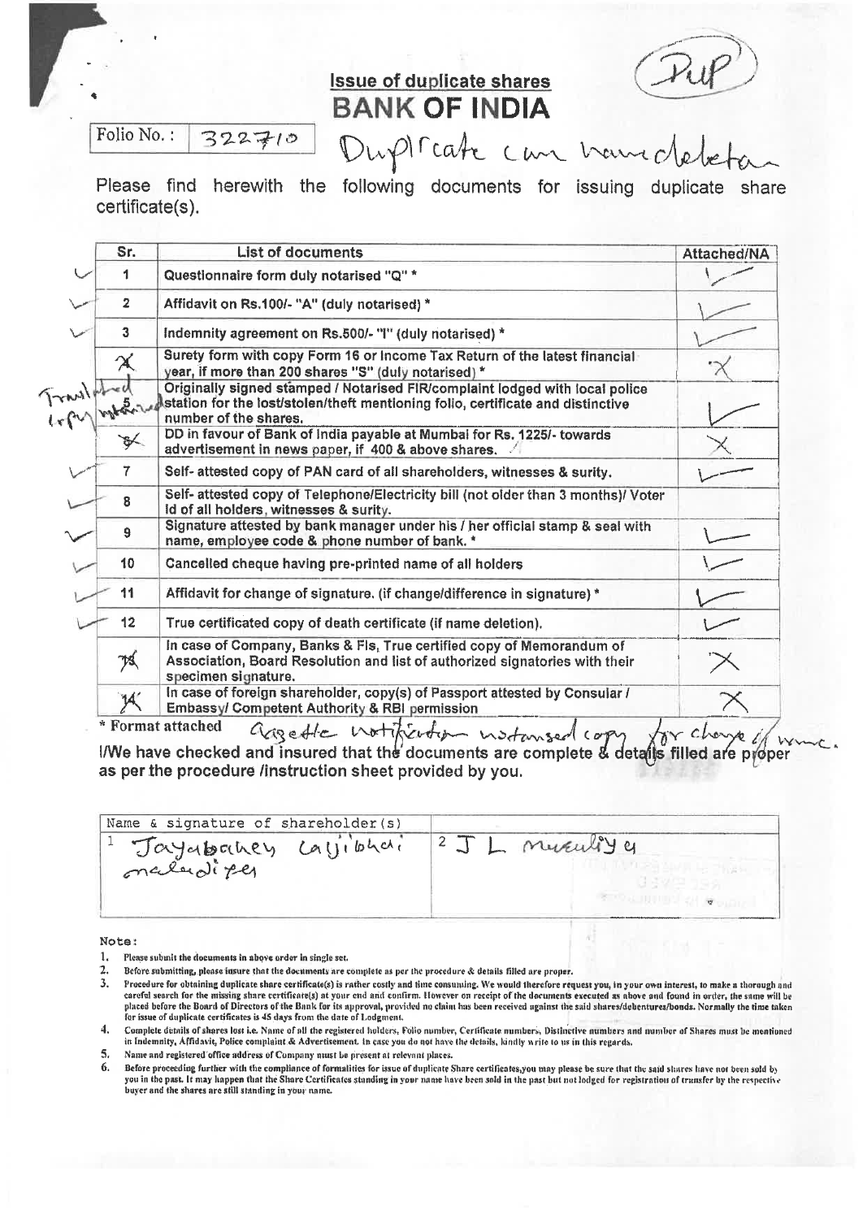# Issue of duplicate shares

# BANK OF INDIA

(Dup)

Folio No.: 322710

Duplicate cum name deletion

Please find herewith the following documents for issuing duplicate share certificate(s).

| | Sr. | List of documents | Attached/NA |
|---|---|---|---|
| ✓ | 1 | Questionnaire form duly notarised "Q" * | ✓ |
| ✓ | 2 | Affidavit on Rs.100/- "A" (duly notarised) * | ✓ |
| ✓ | 3 | Indemnity agreement on Rs.500/- "I" (duly notarised) * | ✓ |
| ✗ | 4 | Surety form with copy Form 16 or Income Tax Return of the latest financial year, if more than 200 shares "S" (duly notarised) * | ✗ |
| Translated copy notarised | 5 | Originally signed stamped / Notarised FIR/complaint lodged with local police station for the lost/stolen/theft mentioning folio, certificate and distinctive number of the shares. | ✓ |
| ✗ | 6 | DD in favour of Bank of India payable at Mumbai for Rs. 1225/- towards advertisement in news paper, if 400 & above shares. | ✗ |
| ✓ | 7 | Self- attested copy of PAN card of all shareholders, witnesses & surity. | ✓ |
| ✓ | 8 | Self- attested copy of Telephone/Electricity bill (not older than 3 months)/ Voter Id of all holders, witnesses & surity. | |
| ✓ | 9 | Signature attested by bank manager under his / her official stamp & seal with name, employee code & phone number of bank. * | ✓ |
| ✓ | 10 | Cancelled cheque having pre-printed name of all holders | ✓ |
| ✓ | 11 | Affidavit for change of signature. (if change/difference in signature) * | ✓ |
| ✓ | 12 | True certificated copy of death certificate (if name deletion). | ✓ |
| ✗ | 13 | In case of Company, Banks & FIs, True certified copy of Memorandum of Association, Board Resolution and list of authorized signatories with their specimen signature. | ✗ |
| ✗ | 14 | In case of foreign shareholder, copy(s) of Passport attested by Consular / Embassy/ Competent Authority & RBI permission | ✗ |

\* Format attached    Gazette notification notarised copy for change of name.

I/We have checked and insured that the documents are complete & details filled are proper as per the procedure /instruction sheet provided by you.

| Name & signature of shareholder(s) | |
|---|---|
| 1 Jayabahen Lajibhai malodiya | 2 J L Malodiya |

**Note:**

1. Please submit the documents in above order in single set.
2. Before submitting, please insure that the documents are complete as per the procedure & details filled are proper.
3. Procedure for obtaining duplicate share certificate(s) is rather costly and time consuming. We would therefore request you, in your own interest, to make a thorough and careful search for the missing share certificate(s) at your end and confirm. However on receipt of the documents executed as above and found in order, the same will be placed before the Board of Directors of the Bank for its approval, provided no claim has been received against the said shares/debentures/bonds. Normally the time taken for issue of duplicate certificates is 45 days from the date of Lodgment.
4. Complete details of shares lost i.e. Name of all the registered holders, Folio number, Certificate numbers, Distinctive numbers and number of Shares must be mentioned in Indemnity, Affidavit, Police complaint & Advertisement. In case you do not have the details, kindly write to us in this regards.
5. Name and registered office address of Company must be present at relevant places.
6. Before proceeding further with the compliance of formalities for issue of duplicate Share certificates,you may please be sure that the said shares have not been sold by you in the past. It may happen that the Share Certificates standing in your name have been sold in the past but not lodged for registration of transfer by the respective buyer and the shares are still standing in your name.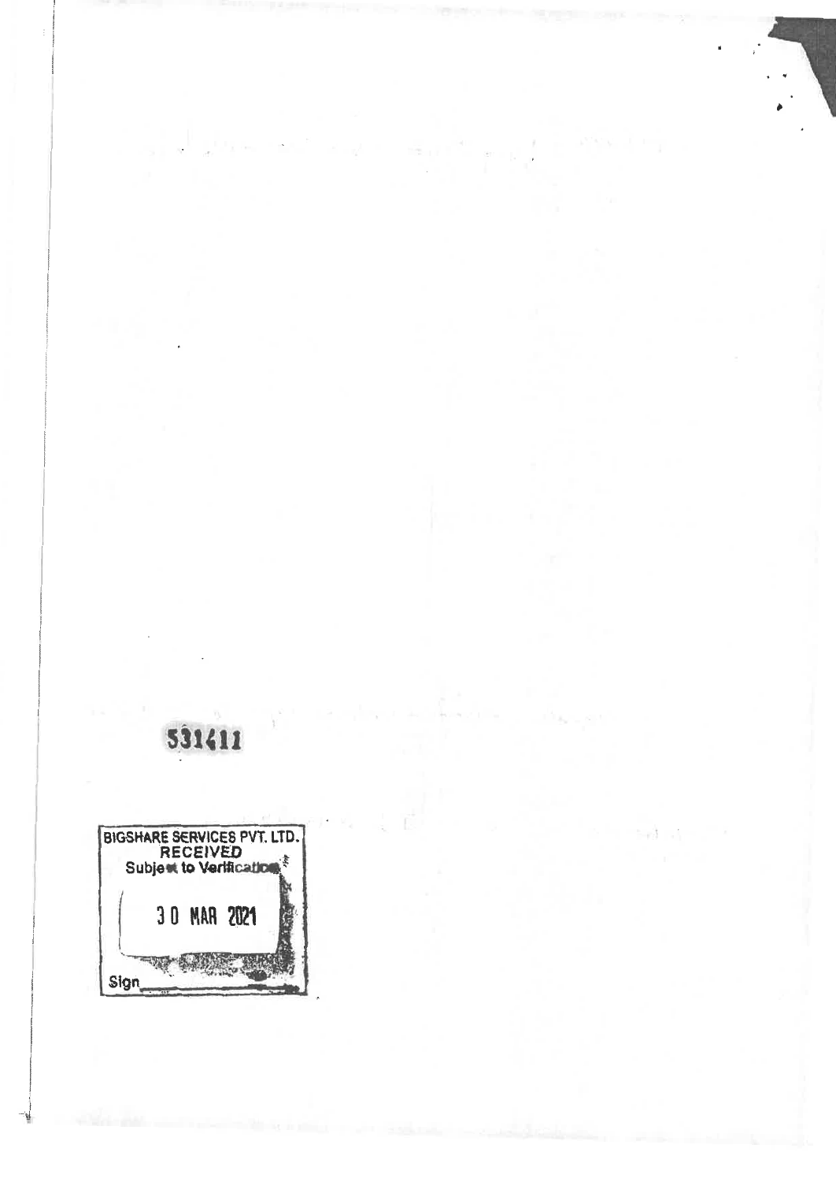531411

BIGSHARE SERVICES PVT. LTD.
RECEIVED
Subject to Verification

30 MAR 2021

Sign